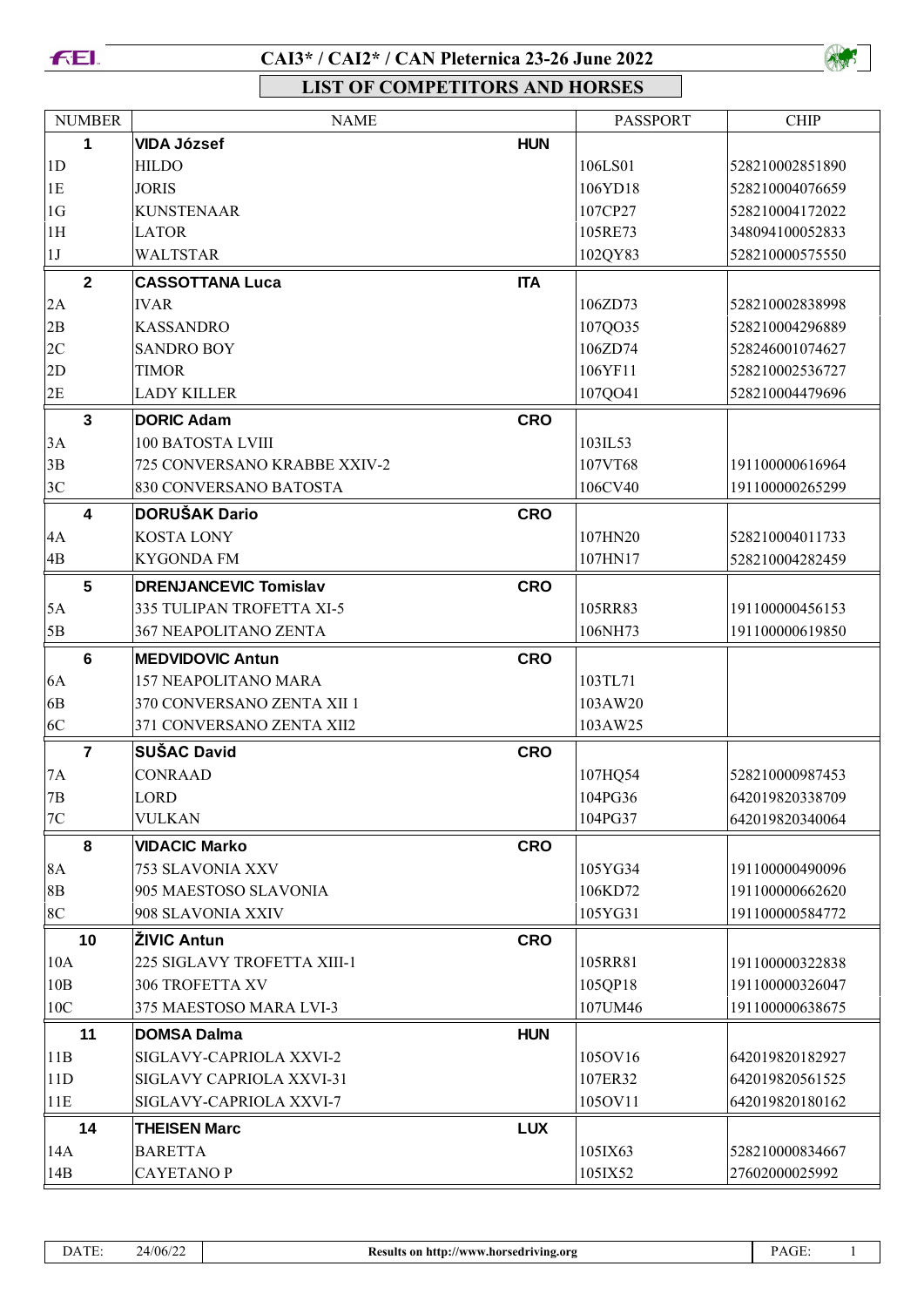# CAI3* / CAI2* / CAN Pleternica 23-26 June 2022

## LIST OF COMPETITORS AND HORSES

| NUMBER | NAME | | PASSPORT | CHIP |
|---|---|---|---|---|
| **1** | **VIDA József** | **HUN** | | |
| 1D | HILDO | | 106LS01 | 528210002851890 |
| 1E | JORIS | | 106YD18 | 528210004076659 |
| 1G | KUNSTENAAR | | 107CP27 | 528210004172022 |
| 1H | LATOR | | 105RE73 | 348094100052833 |
| 1J | WALTSTAR | | 102QY83 | 528210000575550 |
| **2** | **CASSOTTANA Luca** | **ITA** | | |
| 2A | IVAR | | 106ZD73 | 528210002838998 |
| 2B | KASSANDRO | | 107QO35 | 528210004296889 |
| 2C | SANDRO BOY | | 106ZD74 | 528246001074627 |
| 2D | TIMOR | | 106YF11 | 528210002536727 |
| 2E | LADY KILLER | | 107QO41 | 528210004479696 |
| **3** | **DORIC Adam** | **CRO** | | |
| 3A | 100 BATOSTA LVIII | | 103IL53 | |
| 3B | 725 CONVERSANO KRABBE XXIV-2 | | 107VT68 | 191100000616964 |
| 3C | 830 CONVERSANO BATOSTA | | 106CV40 | 191100000265299 |
| **4** | **DORUŠAK Dario** | **CRO** | | |
| 4A | KOSTA LONY | | 107HN20 | 528210004011733 |
| 4B | KYGONDA FM | | 107HN17 | 528210004282459 |
| **5** | **DRENJANCEVIC Tomislav** | **CRO** | | |
| 5A | 335 TULIPAN TROFETTA XI-5 | | 105RR83 | 191100000456153 |
| 5B | 367 NEAPOLITANO ZENTA | | 106NH73 | 191100000619850 |
| **6** | **MEDVIDOVIC Antun** | **CRO** | | |
| 6A | 157 NEAPOLITANO MARA | | 103TL71 | |
| 6B | 370 CONVERSANO ZENTA XII 1 | | 103AW20 | |
| 6C | 371 CONVERSANO ZENTA XII2 | | 103AW25 | |
| **7** | **SUŠAC David** | **CRO** | | |
| 7A | CONRAAD | | 107HQ54 | 528210000987453 |
| 7B | LORD | | 104PG36 | 642019820338709 |
| 7C | VULKAN | | 104PG37 | 642019820340064 |
| **8** | **VIDACIC Marko** | **CRO** | | |
| 8A | 753 SLAVONIA XXV | | 105YG34 | 191100000490096 |
| 8B | 905 MAESTOSO SLAVONIA | | 106KD72 | 191100000662620 |
| 8C | 908 SLAVONIA XXIV | | 105YG31 | 191100000584772 |
| **10** | **ŽIVIC Antun** | **CRO** | | |
| 10A | 225 SIGLAVY TROFETTA XIII-1 | | 105RR81 | 191100000322838 |
| 10B | 306 TROFETTA XV | | 105QP18 | 191100000326047 |
| 10C | 375 MAESTOSO MARA LVI-3 | | 107UM46 | 191100000638675 |
| **11** | **DOMSA Dalma** | **HUN** | | |
| 11B | SIGLAVY-CAPRIOLA XXVI-2 | | 105OV16 | 642019820182927 |
| 11D | SIGLAVY CAPRIOLA XXVI-31 | | 107ER32 | 642019820561525 |
| 11E | SIGLAVY-CAPRIOLA XXVI-7 | | 105OV11 | 642019820180162 |
| **14** | **THEISEN Marc** | **LUX** | | |
| 14A | BARETTA | | 105IX63 | 528210000834667 |
| 14B | CAYETANO P | | 105IX52 | 27602000025992 |

DATE: 24/06/22 | Results on http://www.horsedriving.org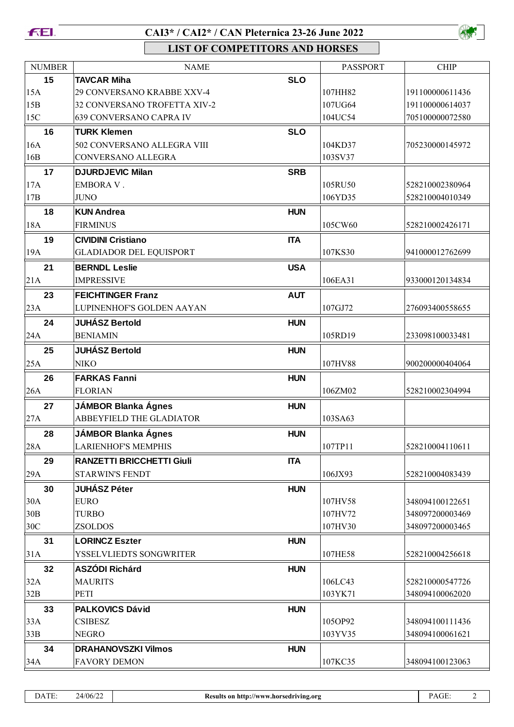# CAI3* / CAI2* / CAN Pleternica 23-26 June 2022

## LIST OF COMPETITORS AND HORSES

| NUMBER | NAME | | PASSPORT | CHIP |
|---|---|---|---|---|
| **15** | **TAVCAR Miha** | **SLO** | | |
| 15A | 29 CONVERSANO KRABBE XXV-4 | | 107HH82 | 191100000611436 |
| 15B | 32 CONVERSANO TROFETTA XIV-2 | | 107UG64 | 191100000614037 |
| 15C | 639 CONVERSANO CAPRA IV | | 104UC54 | 705100000072580 |
| **16** | **TURK Klemen** | **SLO** | | |
| 16A | 502 CONVERSANO ALLEGRA VIII | | 104KD37 | 705230000145972 |
| 16B | CONVERSANO ALLEGRA | | 103SV37 | |
| **17** | **DJURDJEVIC Milan** | **SRB** | | |
| 17A | EMBORA V . | | 105RU50 | 528210002380964 |
| 17B | JUNO | | 106YD35 | 528210004010349 |
| **18** | **KUN Andrea** | **HUN** | | |
| 18A | FIRMINUS | | 105CW60 | 528210002426171 |
| **19** | **CIVIDINI Cristiano** | **ITA** | | |
| 19A | GLADIADOR DEL EQUISPORT | | 107KS30 | 941000012762699 |
| **21** | **BERNDL Leslie** | **USA** | | |
| 21A | IMPRESSIVE | | 106EA31 | 933000120134834 |
| **23** | **FEICHTINGER Franz** | **AUT** | | |
| 23A | LUPINENHOF'S GOLDEN AAYAN | | 107GJ72 | 276093400558655 |
| **24** | **JUHÁSZ Bertold** | **HUN** | | |
| 24A | BENIAMIN | | 105RD19 | 233098100033481 |
| **25** | **JUHÁSZ Bertold** | **HUN** | | |
| 25A | NIKO | | 107HV88 | 900200000404064 |
| **26** | **FARKAS Fanni** | **HUN** | | |
| 26A | FLORIAN | | 106ZM02 | 528210002304994 |
| **27** | **JÁMBOR Blanka Ágnes** | **HUN** | | |
| 27A | ABBEYFIELD THE GLADIATOR | | 103SA63 | |
| **28** | **JÁMBOR Blanka Ágnes** | **HUN** | | |
| 28A | LARIENHOF'S MEMPHIS | | 107TP11 | 528210004110611 |
| **29** | **RANZETTI BRICCHETTI Giuli** | **ITA** | | |
| 29A | STARWIN'S FENDT | | 106JX93 | 528210004083439 |
| **30** | **JUHÁSZ Péter** | **HUN** | | |
| 30A | EURO | | 107HV58 | 348094100122651 |
| 30B | TURBO | | 107HV72 | 348097200003469 |
| 30C | ZSOLDOS | | 107HV30 | 348097200003465 |
| **31** | **LORINCZ Eszter** | **HUN** | | |
| 31A | YSSELVLIEDTS SONGWRITER | | 107HE58 | 528210004256618 |
| **32** | **ASZÓDI Richárd** | **HUN** | | |
| 32A | MAURITS | | 106LC43 | 528210000547726 |
| 32B | PETI | | 103YK71 | 348094100062020 |
| **33** | **PALKOVICS Dávid** | **HUN** | | |
| 33A | CSIBESZ | | 105OP92 | 348094100111436 |
| 33B | NEGRO | | 103YV35 | 348094100061621 |
| **34** | **DRAHANOVSZKI Vilmos** | **HUN** | | |
| 34A | FAVORY DEMON | | 107KC35 | 348094100123063 |

DATE: 24/06/22 — Results on http://www.horsedriving.org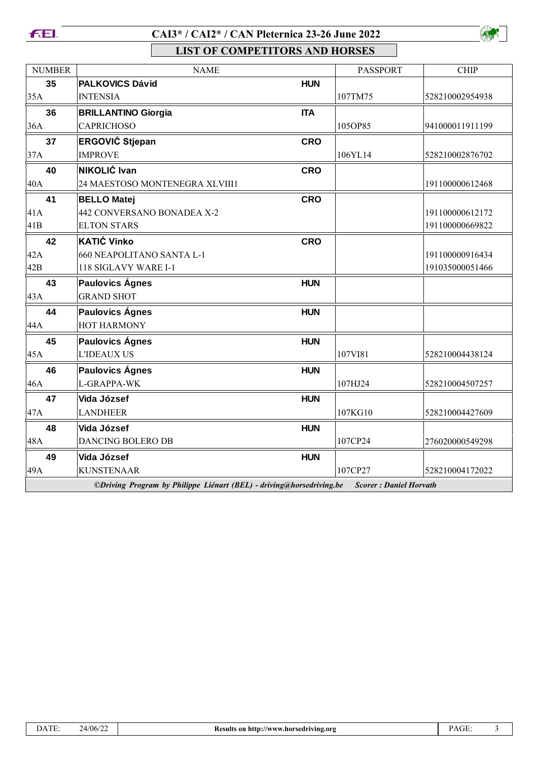# CAI3* / CAI2* / CAN Pleternica 23-26 June 2022

## LIST OF COMPETITORS AND HORSES

| NUMBER | NAME | | PASSPORT | CHIP |
|---|---|---|---|---|
| **35** | **PALKOVICS Dávid** | **HUN** | | |
| 35A | INTENSIA | | 107TM75 | 528210002954938 |
| **36** | **BRILLANTINO Giorgia** | **ITA** | | |
| 36A | CAPRICHOSO | | 105OP85 | 941000011911199 |
| **37** | **ERGOVIĆ Stjepan** | **CRO** | | |
| 37A | IMPROVE | | 106YL14 | 528210002876702 |
| **40** | **NIKOLIĆ Ivan** | **CRO** | | |
| 40A | 24 MAESTOSO MONTENEGRA XLVIII1 | | | 191100000612468 |
| **41** | **BELLO Matej** | **CRO** | | |
| 41A | 442 CONVERSANO BONADEA X-2 | | | 191100000612172 |
| 41B | ELTON STARS | | | 191100000669822 |
| **42** | **KATIĆ Vinko** | **CRO** | | |
| 42A | 660 NEAPOLITANO SANTA L-1 | | | 191100000916434 |
| 42B | 118 SIGLAVY WARE I-1 | | | 191035000051466 |
| **43** | **Paulovics Ágnes** | **HUN** | | |
| 43A | GRAND SHOT | | | |
| **44** | **Paulovics Ágnes** | **HUN** | | |
| 44A | HOT HARMONY | | | |
| **45** | **Paulovics Ágnes** | **HUN** | | |
| 45A | L'IDEAUX US | | 107VI81 | 528210004438124 |
| **46** | **Paulovics Ágnes** | **HUN** | | |
| 46A | L-GRAPPA-WK | | 107HJ24 | 528210004507257 |
| **47** | **Vida József** | **HUN** | | |
| 47A | LANDHEER | | 107KG10 | 528210004427609 |
| **48** | **Vida József** | **HUN** | | |
| 48A | DANCING BOLERO DB | | 107CP24 | 276020000549298 |
| **49** | **Vida József** | **HUN** | | |
| 49A | KUNSTENAAR | | 107CP27 | 528210004172022 |

*©Driving Program by Philippe Liénart (BEL) - driving@horsedriving.be* *Scorer : Daniel Horvath*

DATE: 24/06/22 | **Results on http://www.horsedriving.org**